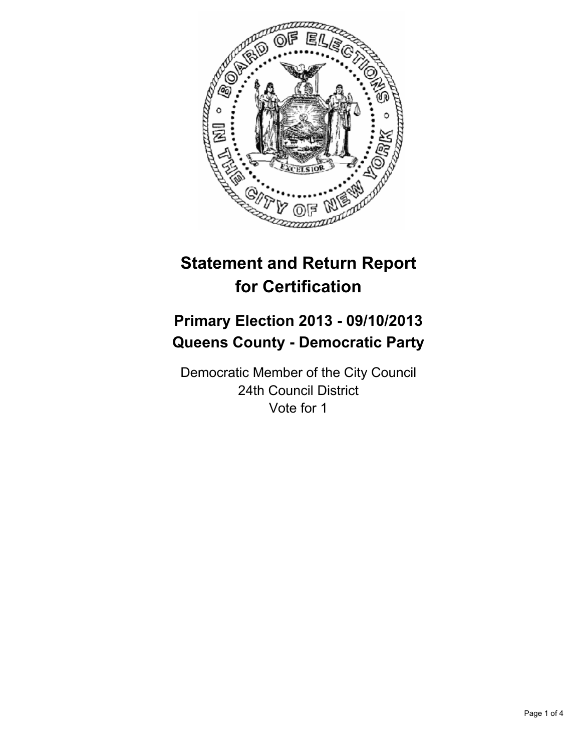# Statement and Return Report for Certification

## Primary Election 2013 - 09/10/2013
## Queens County - Democratic Party

Democratic Member of the City Council
24th Council District
Vote for 1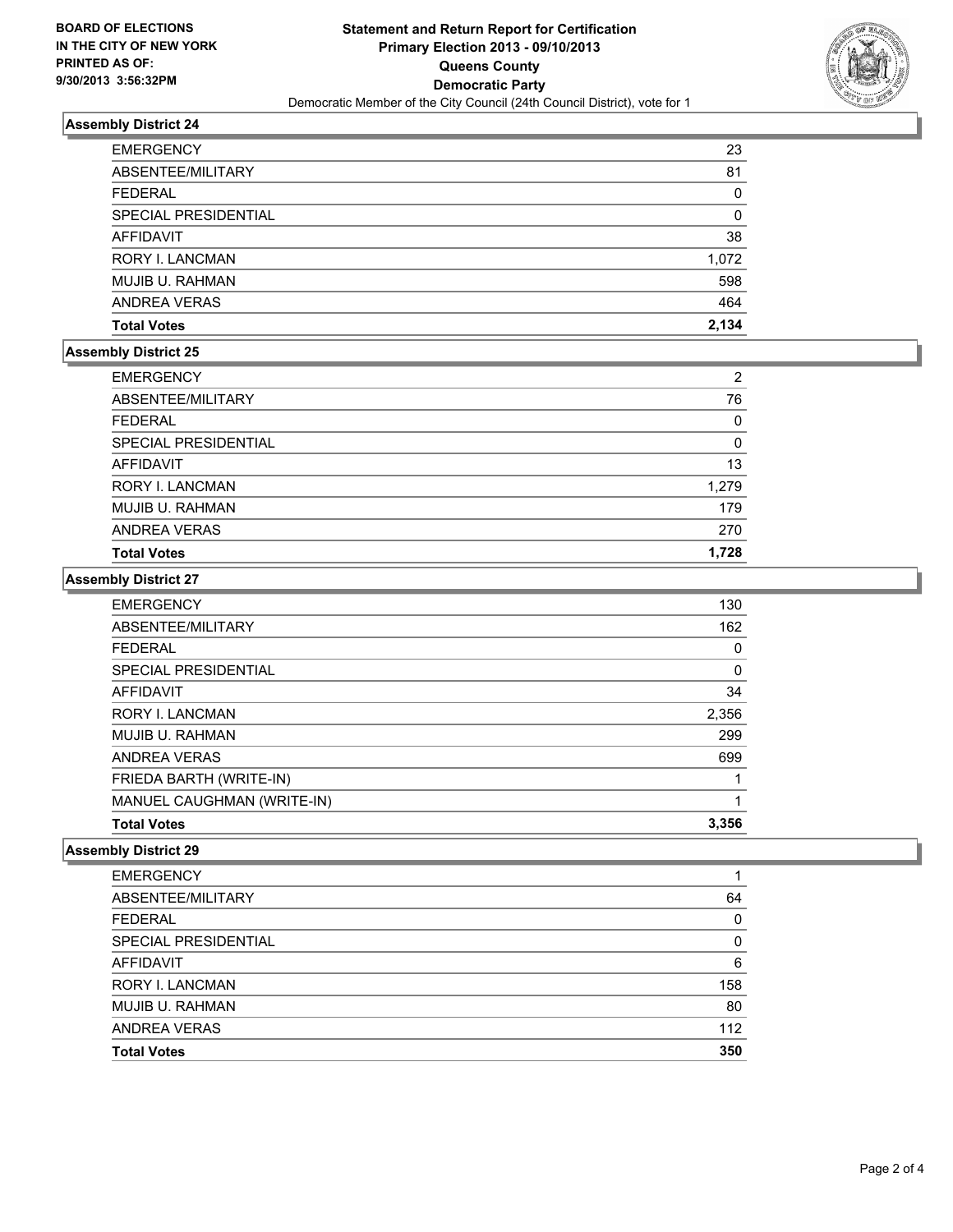BOARD OF ELECTIONS
IN THE CITY OF NEW YORK
PRINTED AS OF:
9/30/2013 3:56:32PM

**Statement and Return Report for Certification**
**Primary Election 2013 - 09/10/2013**
**Queens County**
**Democratic Party**
Democratic Member of the City Council (24th Council District), vote for 1

### Assembly District 24

| | |
|---|---|
| EMERGENCY | 23 |
| ABSENTEE/MILITARY | 81 |
| FEDERAL | 0 |
| SPECIAL PRESIDENTIAL | 0 |
| AFFIDAVIT | 38 |
| RORY I. LANCMAN | 1,072 |
| MUJIB U. RAHMAN | 598 |
| ANDREA VERAS | 464 |
| **Total Votes** | **2,134** |

### Assembly District 25

| | |
|---|---|
| EMERGENCY | 2 |
| ABSENTEE/MILITARY | 76 |
| FEDERAL | 0 |
| SPECIAL PRESIDENTIAL | 0 |
| AFFIDAVIT | 13 |
| RORY I. LANCMAN | 1,279 |
| MUJIB U. RAHMAN | 179 |
| ANDREA VERAS | 270 |
| **Total Votes** | **1,728** |

### Assembly District 27

| | |
|---|---|
| EMERGENCY | 130 |
| ABSENTEE/MILITARY | 162 |
| FEDERAL | 0 |
| SPECIAL PRESIDENTIAL | 0 |
| AFFIDAVIT | 34 |
| RORY I. LANCMAN | 2,356 |
| MUJIB U. RAHMAN | 299 |
| ANDREA VERAS | 699 |
| FRIEDA BARTH (WRITE-IN) | 1 |
| MANUEL CAUGHMAN (WRITE-IN) | 1 |
| **Total Votes** | **3,356** |

### Assembly District 29

| | |
|---|---|
| EMERGENCY | 1 |
| ABSENTEE/MILITARY | 64 |
| FEDERAL | 0 |
| SPECIAL PRESIDENTIAL | 0 |
| AFFIDAVIT | 6 |
| RORY I. LANCMAN | 158 |
| MUJIB U. RAHMAN | 80 |
| ANDREA VERAS | 112 |
| **Total Votes** | **350** |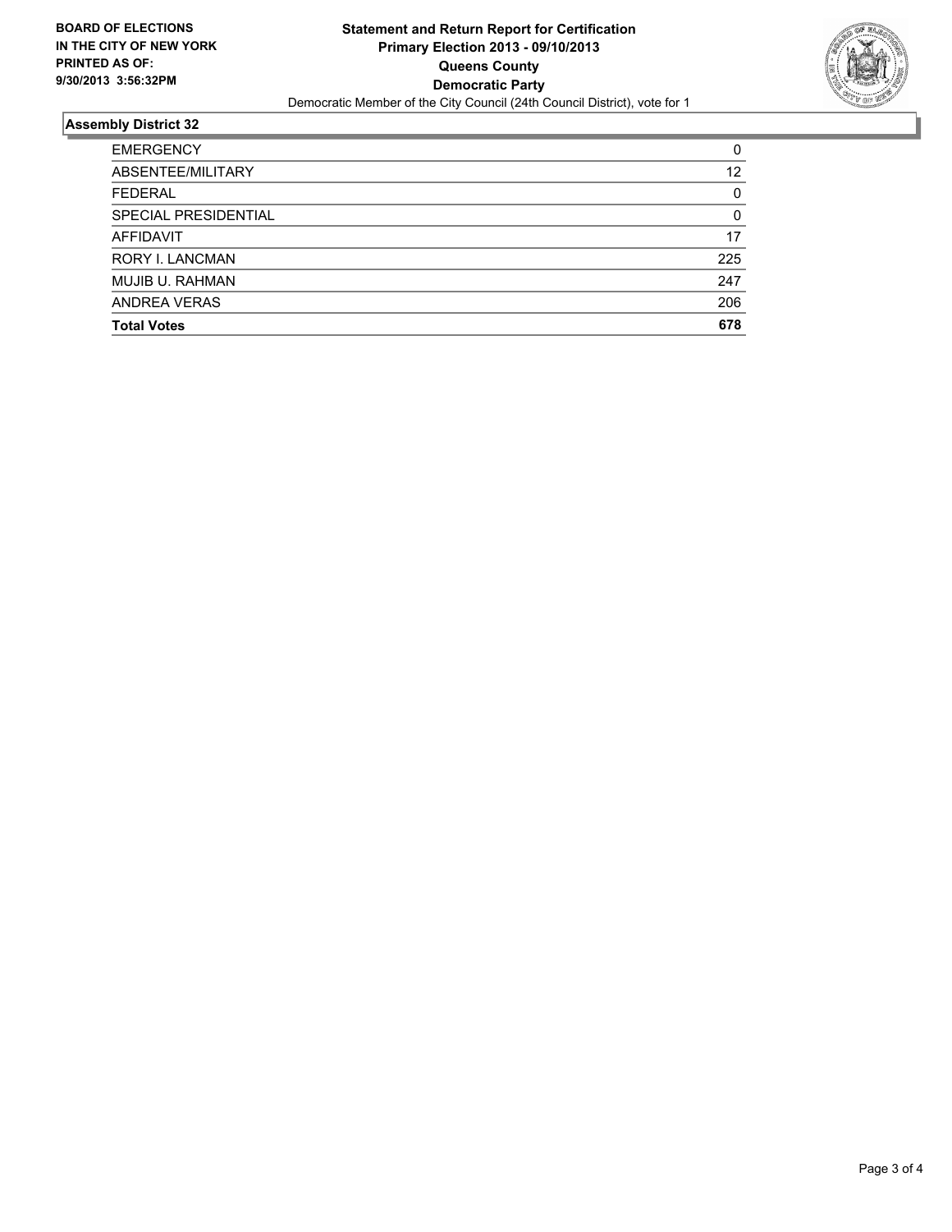**BOARD OF ELECTIONS IN THE CITY OF NEW YORK PRINTED AS OF: 9/30/2013 3:56:32PM**

# Statement and Return Report for Certification
## Primary Election 2013 - 09/10/2013
## Queens County
## Democratic Party

Democratic Member of the City Council (24th Council District), vote for 1

### Assembly District 32

| | |
|---|---|
| EMERGENCY | 0 |
| ABSENTEE/MILITARY | 12 |
| FEDERAL | 0 |
| SPECIAL PRESIDENTIAL | 0 |
| AFFIDAVIT | 17 |
| RORY I. LANCMAN | 225 |
| MUJIB U. RAHMAN | 247 |
| ANDREA VERAS | 206 |
| **Total Votes** | **678** |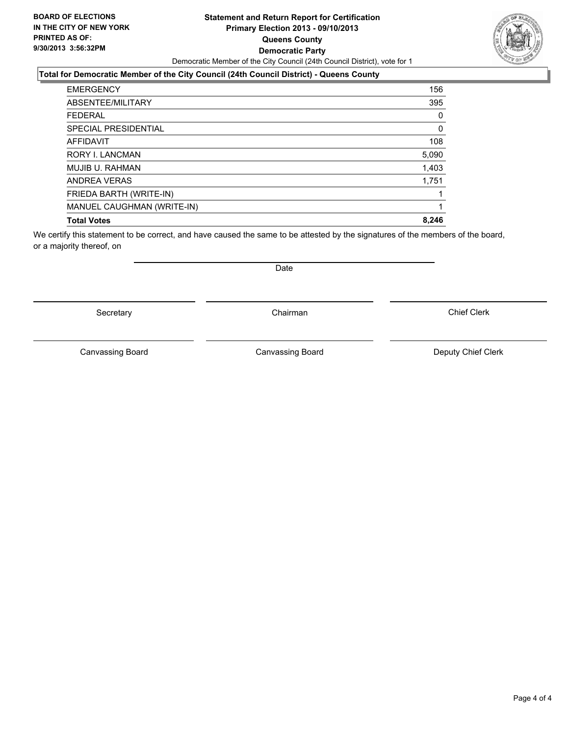BOARD OF ELECTIONS
IN THE CITY OF NEW YORK
PRINTED AS OF:
9/30/2013 3:56:32PM

**Statement and Return Report for Certification**
**Primary Election 2013 - 09/10/2013**
**Queens County**
**Democratic Party**
Democratic Member of the City Council (24th Council District), vote for 1

**Total for Democratic Member of the City Council (24th Council District) - Queens County**

| | |
|---|---|
| EMERGENCY | 156 |
| ABSENTEE/MILITARY | 395 |
| FEDERAL | 0 |
| SPECIAL PRESIDENTIAL | 0 |
| AFFIDAVIT | 108 |
| RORY I. LANCMAN | 5,090 |
| MUJIB U. RAHMAN | 1,403 |
| ANDREA VERAS | 1,751 |
| FRIEDA BARTH (WRITE-IN) | 1 |
| MANUEL CAUGHMAN (WRITE-IN) | 1 |
| **Total Votes** | **8,246** |

We certify this statement to be correct, and have caused the same to be attested by the signatures of the members of the board, or a majority thereof, on

Date

Secretary | Chairman | Chief Clerk

Canvassing Board | Canvassing Board | Deputy Chief Clerk